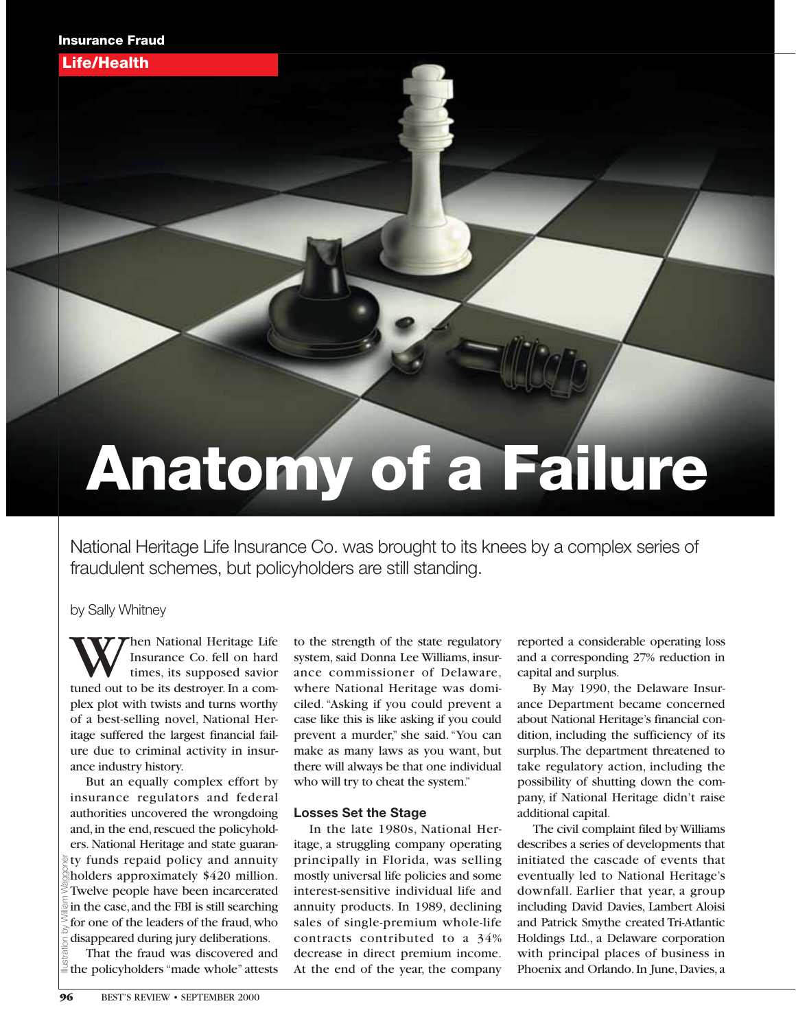**Insurance Fraud**

**Life/Health**

# Anatomy of a Failure

National Heritage Life Insurance Co. was brought to its knees by a complex series of fraudulent schemes, but policyholders are still standing.

by Sally Whitney

When National Heritage Life Insurance Co. fell on hard times, its supposed savior tuned out to be its destroyer. In a complex plot with twists and turns worthy of a best-selling novel, National Heritage suffered the largest financial failure due to criminal activity in insurance industry history.

But an equally complex effort by insurance regulators and federal authorities uncovered the wrongdoing and, in the end, rescued the policyholders. National Heritage and state guaranty funds repaid policy and annuity holders approximately $420 million. Twelve people have been incarcerated in the case, and the FBI is still searching for one of the leaders of the fraud, who disappeared during jury deliberations.

That the fraud was discovered and the policyholders "made whole" attests to the strength of the state regulatory system, said Donna Lee Williams, insurance commissioner of Delaware, where National Heritage was domiciled. "Asking if you could prevent a case like this is like asking if you could prevent a murder," she said. "You can make as many laws as you want, but there will always be that one individual who will try to cheat the system."

## Losses Set the Stage

In the late 1980s, National Heritage, a struggling company operating principally in Florida, was selling mostly universal life policies and some interest-sensitive individual life and annuity products. In 1989, declining sales of single-premium whole-life contracts contributed to a 34% decrease in direct premium income. At the end of the year, the company reported a considerable operating loss and a corresponding 27% reduction in capital and surplus.

By May 1990, the Delaware Insurance Department became concerned about National Heritage's financial condition, including the sufficiency of its surplus. The department threatened to take regulatory action, including the possibility of shutting down the company, if National Heritage didn't raise additional capital.

The civil complaint filed by Williams describes a series of developments that initiated the cascade of events that eventually led to National Heritage's downfall. Earlier that year, a group including David Davies, Lambert Aloisi and Patrick Smythe created Tri-Atlantic Holdings Ltd., a Delaware corporation with principal places of business in Phoenix and Orlando. In June, Davies, a

Illustration by William Waggoner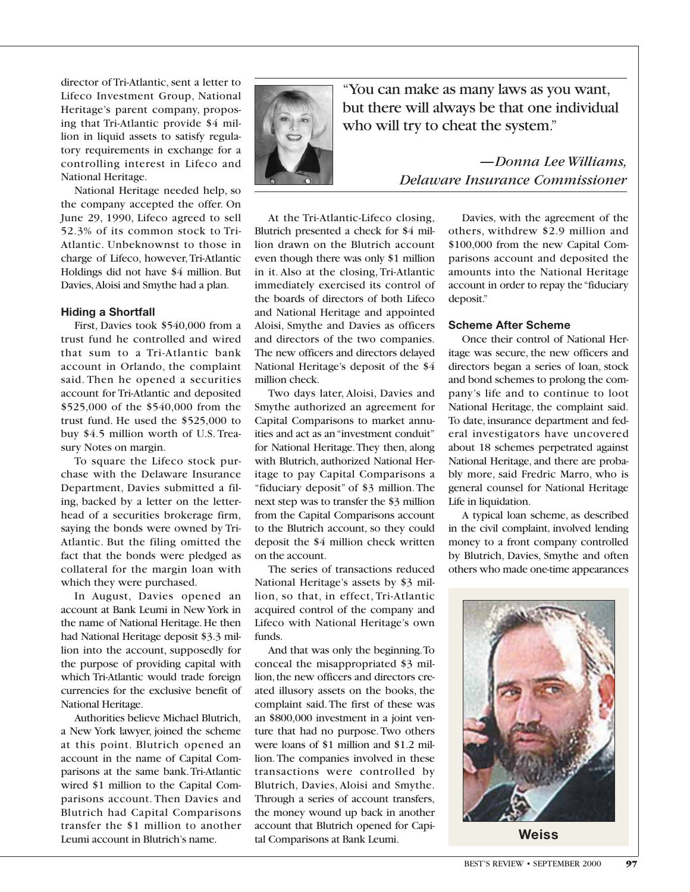director of Tri-Atlantic, sent a letter to Lifeco Investment Group, National Heritage's parent company, proposing that Tri-Atlantic provide $4 million in liquid assets to satisfy regulatory requirements in exchange for a controlling interest in Lifeco and National Heritage.

National Heritage needed help, so the company accepted the offer. On June 29, 1990, Lifeco agreed to sell 52.3% of its common stock to Tri-Atlantic. Unbeknownst to those in charge of Lifeco, however, Tri-Atlantic Holdings did not have $4 million. But Davies, Aloisi and Smythe had a plan.

### Hiding a Shortfall

First, Davies took $540,000 from a trust fund he controlled and wired that sum to a Tri-Atlantic bank account in Orlando, the complaint said. Then he opened a securities account for Tri-Atlantic and deposited $525,000 of the $540,000 from the trust fund. He used the $525,000 to buy $4.5 million worth of U.S. Treasury Notes on margin.

To square the Lifeco stock purchase with the Delaware Insurance Department, Davies submitted a filing, backed by a letter on the letterhead of a securities brokerage firm, saying the bonds were owned by Tri-Atlantic. But the filing omitted the fact that the bonds were pledged as collateral for the margin loan with which they were purchased.

In August, Davies opened an account at Bank Leumi in New York in the name of National Heritage. He then had National Heritage deposit $3.3 million into the account, supposedly for the purpose of providing capital with which Tri-Atlantic would trade foreign currencies for the exclusive benefit of National Heritage.

Authorities believe Michael Blutrich, a New York lawyer, joined the scheme at this point. Blutrich opened an account in the name of Capital Comparisons at the same bank. Tri-Atlantic wired $1 million to the Capital Comparisons account. Then Davies and Blutrich had Capital Comparisons transfer the $1 million to another Leumi account in Blutrich's name.

> "You can make as many laws as you want, but there will always be that one individual who will try to cheat the system."
>
> *—Donna Lee Williams, Delaware Insurance Commissioner*

At the Tri-Atlantic-Lifeco closing, Blutrich presented a check for $4 million drawn on the Blutrich account even though there was only $1 million in it. Also at the closing, Tri-Atlantic immediately exercised its control of the boards of directors of both Lifeco and National Heritage and appointed Aloisi, Smythe and Davies as officers and directors of the two companies. The new officers and directors delayed National Heritage's deposit of the $4 million check.

Two days later, Aloisi, Davies and Smythe authorized an agreement for Capital Comparisons to market annuities and act as an "investment conduit" for National Heritage. They then, along with Blutrich, authorized National Heritage to pay Capital Comparisons a "fiduciary deposit" of $3 million. The next step was to transfer the $3 million from the Capital Comparisons account to the Blutrich account, so they could deposit the $4 million check written on the account.

The series of transactions reduced National Heritage's assets by $3 million, so that, in effect, Tri-Atlantic acquired control of the company and Lifeco with National Heritage's own funds.

And that was only the beginning. To conceal the misappropriated $3 million, the new officers and directors created illusory assets on the books, the complaint said. The first of these was an $800,000 investment in a joint venture that had no purpose. Two others were loans of $1 million and $1.2 million. The companies involved in these transactions were controlled by Blutrich, Davies, Aloisi and Smythe. Through a series of account transfers, the money wound up back in another account that Blutrich opened for Capital Comparisons at Bank Leumi.

Davies, with the agreement of the others, withdrew $2.9 million and $100,000 from the new Capital Comparisons account and deposited the amounts into the National Heritage account in order to repay the "fiduciary deposit."

### Scheme After Scheme

Once their control of National Heritage was secure, the new officers and directors began a series of loan, stock and bond schemes to prolong the company's life and to continue to loot National Heritage, the complaint said. To date, insurance department and federal investigators have uncovered about 18 schemes perpetrated against National Heritage, and there are probably more, said Fredric Marro, who is general counsel for National Heritage Life in liquidation.

A typical loan scheme, as described in the civil complaint, involved lending money to a front company controlled by Blutrich, Davies, Smythe and often others who made one-time appearances

**Weiss**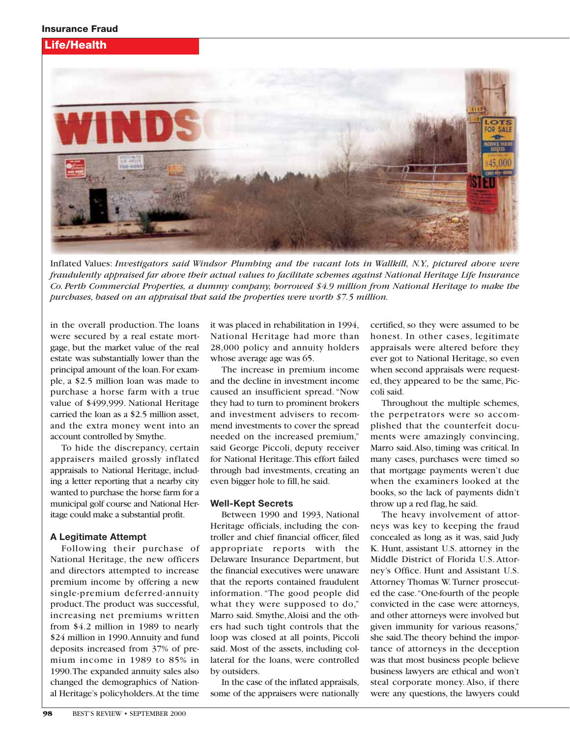Inflated Values: *Investigators said Windsor Plumbing and the vacant lots in Wallkill, N.Y., pictured above were fraudulently appraised far above their actual values to facilitate schemes against National Heritage Life Insurance Co. Perth Commercial Properties, a dummy company, borrowed $4.9 million from National Heritage to make the purchases, based on an appraisal that said the properties were worth $7.5 million.*

in the overall production. The loans were secured by a real estate mortgage, but the market value of the real estate was substantially lower than the principal amount of the loan. For example, a $2.5 million loan was made to purchase a horse farm with a true value of $499,999. National Heritage carried the loan as a $2.5 million asset, and the extra money went into an account controlled by Smythe.

To hide the discrepancy, certain appraisers mailed grossly inflated appraisals to National Heritage, including a letter reporting that a nearby city wanted to purchase the horse farm for a municipal golf course and National Heritage could make a substantial profit.

### A Legitimate Attempt

Following their purchase of National Heritage, the new officers and directors attempted to increase premium income by offering a new single-premium deferred-annuity product. The product was successful, increasing net premiums written from $4.2 million in 1989 to nearly $24 million in 1990. Annuity and fund deposits increased from 37% of premium income in 1989 to 85% in 1990. The expanded annuity sales also changed the demographics of National Heritage's policyholders. At the time it was placed in rehabilitation in 1994, National Heritage had more than 28,000 policy and annuity holders whose average age was 65.

The increase in premium income and the decline in investment income caused an insufficient spread. "Now they had to turn to prominent brokers and investment advisers to recommend investments to cover the spread needed on the increased premium," said George Piccoli, deputy receiver for National Heritage. This effort failed through bad investments, creating an even bigger hole to fill, he said.

### Well-Kept Secrets

Between 1990 and 1993, National Heritage officials, including the controller and chief financial officer, filed appropriate reports with the Delaware Insurance Department, but the financial executives were unaware that the reports contained fraudulent information. "The good people did what they were supposed to do," Marro said. Smythe, Aloisi and the others had such tight controls that the loop was closed at all points, Piccoli said. Most of the assets, including collateral for the loans, were controlled by outsiders.

In the case of the inflated appraisals, some of the appraisers were nationally certified, so they were assumed to be honest. In other cases, legitimate appraisals were altered before they ever got to National Heritage, so even when second appraisals were requested, they appeared to be the same, Piccoli said.

Throughout the multiple schemes, the perpetrators were so accomplished that the counterfeit documents were amazingly convincing, Marro said. Also, timing was critical. In many cases, purchases were timed so that mortgage payments weren't due when the examiners looked at the books, so the lack of payments didn't throw up a red flag, he said.

The heavy involvement of attorneys was key to keeping the fraud concealed as long as it was, said Judy K. Hunt, assistant U.S. attorney in the Middle District of Florida U.S. Attorney's Office. Hunt and Assistant U.S. Attorney Thomas W. Turner prosecuted the case. "One-fourth of the people convicted in the case were attorneys, and other attorneys were involved but given immunity for various reasons," she said. The theory behind the importance of attorneys in the deception was that most business people believe business lawyers are ethical and won't steal corporate money. Also, if there were any questions, the lawyers could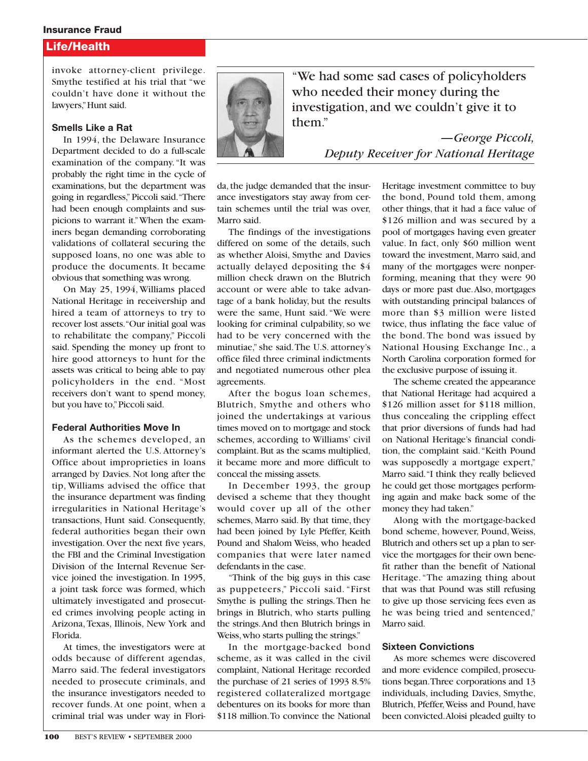invoke attorney-client privilege. Smythe testified at his trial that "we couldn't have done it without the lawyers," Hunt said.

### Smells Like a Rat

In 1994, the Delaware Insurance Department decided to do a full-scale examination of the company. "It was probably the right time in the cycle of examinations, but the department was going in regardless," Piccoli said. "There had been enough complaints and suspicions to warrant it." When the examiners began demanding corroborating validations of collateral securing the supposed loans, no one was able to produce the documents. It became obvious that something was wrong.

On May 25, 1994, Williams placed National Heritage in receivership and hired a team of attorneys to try to recover lost assets. "Our initial goal was to rehabilitate the company," Piccoli said. Spending the money up front to hire good attorneys to hunt for the assets was critical to being able to pay policyholders in the end. "Most receivers don't want to spend money, but you have to," Piccoli said.

### Federal Authorities Move In

As the schemes developed, an informant alerted the U.S. Attorney's Office about improprieties in loans arranged by Davies. Not long after the tip, Williams advised the office that the insurance department was finding irregularities in National Heritage's transactions, Hunt said. Consequently, federal authorities began their own investigation. Over the next five years, the FBI and the Criminal Investigation Division of the Internal Revenue Service joined the investigation. In 1995, a joint task force was formed, which ultimately investigated and prosecuted crimes involving people acting in Arizona, Texas, Illinois, New York and Florida.

At times, the investigators were at odds because of different agendas, Marro said. The federal investigators needed to prosecute criminals, and the insurance investigators needed to recover funds. At one point, when a criminal trial was under way in Florida, the judge demanded that the insurance investigators stay away from certain schemes until the trial was over, Marro said.

> "We had some sad cases of policyholders who needed their money during the investigation, and we couldn't give it to them."
>
> *—George Piccoli, Deputy Receiver for National Heritage*

The findings of the investigations differed on some of the details, such as whether Aloisi, Smythe and Davies actually delayed depositing the $4 million check drawn on the Blutrich account or were able to take advantage of a bank holiday, but the results were the same, Hunt said. "We were looking for criminal culpability, so we had to be very concerned with the minutiae," she said. The U.S. attorney's office filed three criminal indictments and negotiated numerous other plea agreements.

After the bogus loan schemes, Blutrich, Smythe and others who joined the undertakings at various times moved on to mortgage and stock schemes, according to Williams' civil complaint. But as the scams multiplied, it became more and more difficult to conceal the missing assets.

In December 1993, the group devised a scheme that they thought would cover up all of the other schemes, Marro said. By that time, they had been joined by Lyle Pfeffer, Keith Pound and Shalom Weiss, who headed companies that were later named defendants in the case.

"Think of the big guys in this case as puppeteers," Piccoli said. "First Smythe is pulling the strings. Then he brings in Blutrich, who starts pulling the strings. And then Blutrich brings in Weiss, who starts pulling the strings."

In the mortgage-backed bond scheme, as it was called in the civil complaint, National Heritage recorded the purchase of 21 series of 1993 8.5% registered collateralized mortgage debentures on its books for more than $118 million. To convince the National Heritage investment committee to buy the bond, Pound told them, among other things, that it had a face value of $126 million and was secured by a pool of mortgages having even greater value. In fact, only $60 million went toward the investment, Marro said, and many of the mortgages were nonperforming, meaning that they were 90 days or more past due. Also, mortgages with outstanding principal balances of more than $3 million were listed twice, thus inflating the face value of the bond. The bond was issued by National Housing Exchange Inc., a North Carolina corporation formed for the exclusive purpose of issuing it.

The scheme created the appearance that National Heritage had acquired a $126 million asset for $118 million, thus concealing the crippling effect that prior diversions of funds had had on National Heritage's financial condition, the complaint said. "Keith Pound was supposedly a mortgage expert," Marro said. "I think they really believed he could get those mortgages performing again and make back some of the money they had taken."

Along with the mortgage-backed bond scheme, however, Pound, Weiss, Blutrich and others set up a plan to service the mortgages for their own benefit rather than the benefit of National Heritage. "The amazing thing about that was that Pound was still refusing to give up those servicing fees even as he was being tried and sentenced," Marro said.

### Sixteen Convictions

As more schemes were discovered and more evidence compiled, prosecutions began. Three corporations and 13 individuals, including Davies, Smythe, Blutrich, Pfeffer, Weiss and Pound, have been convicted. Aloisi pleaded guilty to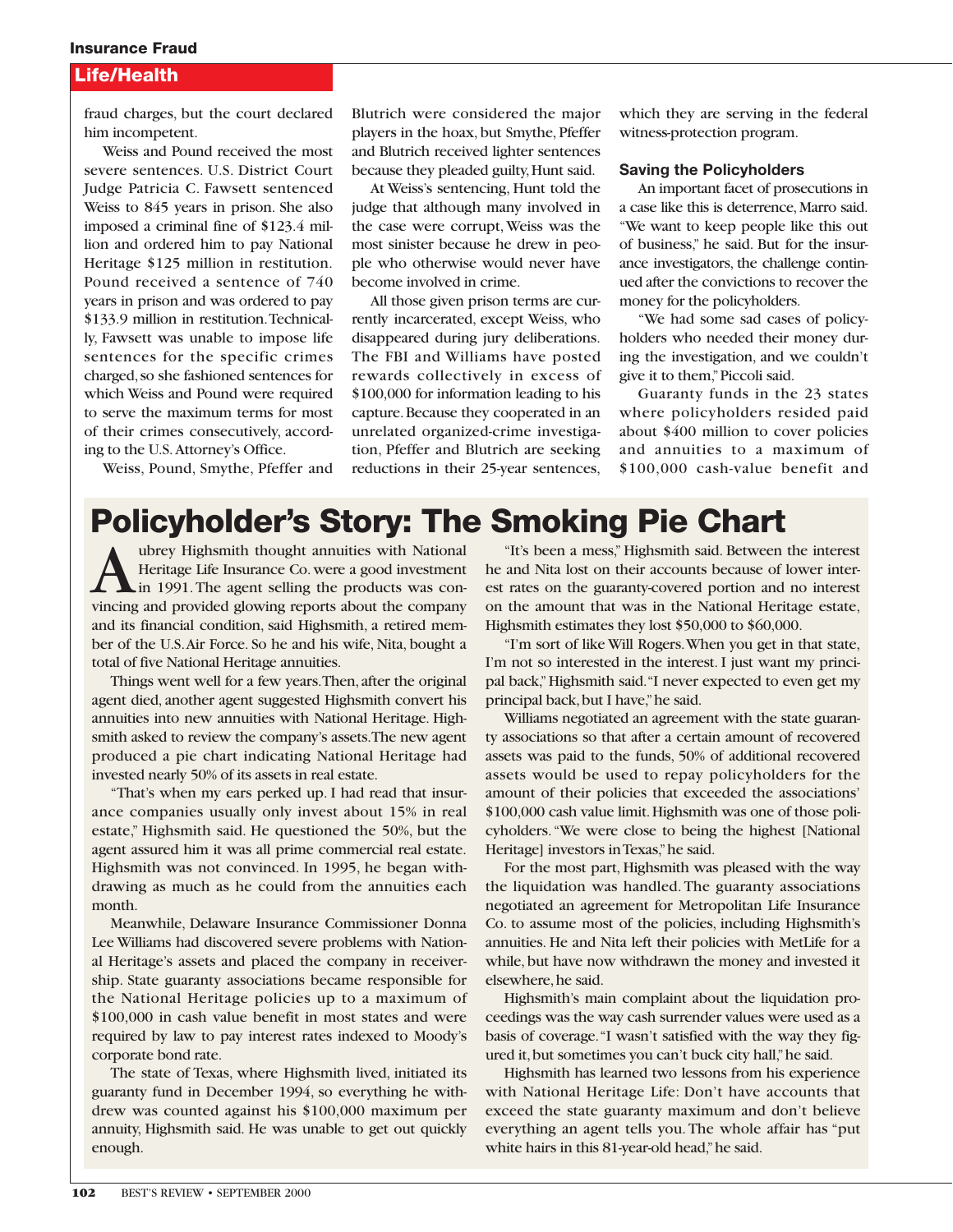fraud charges, but the court declared him incompetent.

Weiss and Pound received the most severe sentences. U.S. District Court Judge Patricia C. Fawsett sentenced Weiss to 845 years in prison. She also imposed a criminal fine of $123.4 million and ordered him to pay National Heritage $125 million in restitution. Pound received a sentence of 740 years in prison and was ordered to pay $133.9 million in restitution. Technically, Fawsett was unable to impose life sentences for the specific crimes charged, so she fashioned sentences for which Weiss and Pound were required to serve the maximum terms for most of their crimes consecutively, according to the U.S. Attorney's Office.

Weiss, Pound, Smythe, Pfeffer and Blutrich were considered the major players in the hoax, but Smythe, Pfeffer and Blutrich received lighter sentences because they pleaded guilty, Hunt said.

At Weiss's sentencing, Hunt told the judge that although many involved in the case were corrupt, Weiss was the most sinister because he drew in people who otherwise would never have become involved in crime.

All those given prison terms are currently incarcerated, except Weiss, who disappeared during jury deliberations. The FBI and Williams have posted rewards collectively in excess of $100,000 for information leading to his capture. Because they cooperated in an unrelated organized-crime investigation, Pfeffer and Blutrich are seeking reductions in their 25-year sentences, which they are serving in the federal witness-protection program.

### Saving the Policyholders

An important facet of prosecutions in a case like this is deterrence, Marro said. "We want to keep people like this out of business," he said. But for the insurance investigators, the challenge continued after the convictions to recover the money for the policyholders.

"We had some sad cases of policyholders who needed their money during the investigation, and we couldn't give it to them," Piccoli said.

Guaranty funds in the 23 states where policyholders resided paid about $400 million to cover policies and annuities to a maximum of $100,000 cash-value benefit and

## Policyholder's Story: The Smoking Pie Chart

Aubrey Highsmith thought annuities with National Heritage Life Insurance Co. were a good investment in 1991. The agent selling the products was convincing and provided glowing reports about the company and its financial condition, said Highsmith, a retired member of the U.S. Air Force. So he and his wife, Nita, bought a total of five National Heritage annuities.

Things went well for a few years. Then, after the original agent died, another agent suggested Highsmith convert his annuities into new annuities with National Heritage. Highsmith asked to review the company's assets. The new agent produced a pie chart indicating National Heritage had invested nearly 50% of its assets in real estate.

"That's when my ears perked up. I had read that insurance companies usually only invest about 15% in real estate," Highsmith said. He questioned the 50%, but the agent assured him it was all prime commercial real estate. Highsmith was not convinced. In 1995, he began withdrawing as much as he could from the annuities each month.

Meanwhile, Delaware Insurance Commissioner Donna Lee Williams had discovered severe problems with National Heritage's assets and placed the company in receivership. State guaranty associations became responsible for the National Heritage policies up to a maximum of $100,000 in cash value benefit in most states and were required by law to pay interest rates indexed to Moody's corporate bond rate.

The state of Texas, where Highsmith lived, initiated its guaranty fund in December 1994, so everything he withdrew was counted against his $100,000 maximum per annuity, Highsmith said. He was unable to get out quickly enough.

"It's been a mess," Highsmith said. Between the interest he and Nita lost on their accounts because of lower interest rates on the guaranty-covered portion and no interest on the amount that was in the National Heritage estate, Highsmith estimates they lost $50,000 to $60,000.

"I'm sort of like Will Rogers. When you get in that state, I'm not so interested in the interest. I just want my principal back," Highsmith said. "I never expected to even get my principal back, but I have," he said.

Williams negotiated an agreement with the state guaranty associations so that after a certain amount of recovered assets was paid to the funds, 50% of additional recovered assets would be used to repay policyholders for the amount of their policies that exceeded the associations' $100,000 cash value limit. Highsmith was one of those policyholders. "We were close to being the highest [National Heritage] investors in Texas," he said.

For the most part, Highsmith was pleased with the way the liquidation was handled. The guaranty associations negotiated an agreement for Metropolitan Life Insurance Co. to assume most of the policies, including Highsmith's annuities. He and Nita left their policies with MetLife for a while, but have now withdrawn the money and invested it elsewhere, he said.

Highsmith's main complaint about the liquidation proceedings was the way cash surrender values were used as a basis of coverage. "I wasn't satisfied with the way they figured it, but sometimes you can't buck city hall," he said.

Highsmith has learned two lessons from his experience with National Heritage Life: Don't have accounts that exceed the state guaranty maximum and don't believe everything an agent tells you. The whole affair has "put white hairs in this 81-year-old head," he said.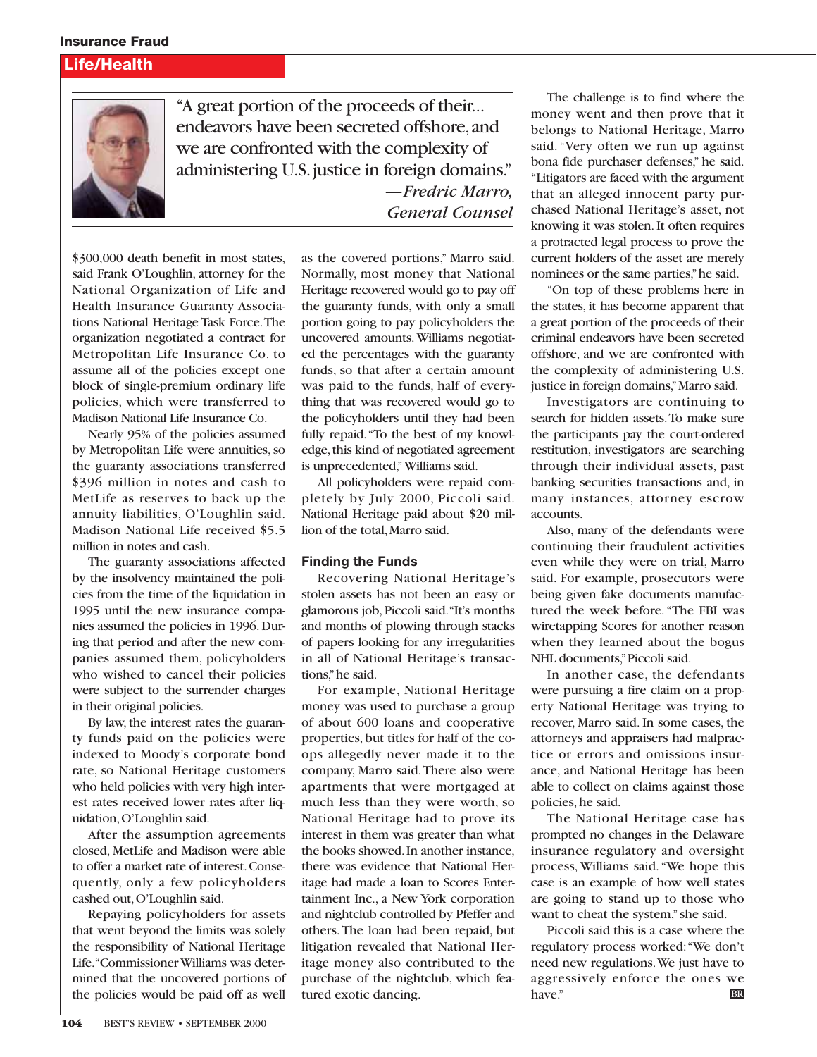> "A great portion of the proceeds of their... endeavors have been secreted offshore, and we are confronted with the complexity of administering U.S. justice in foreign domains."
>
> —*Fredric Marro, General Counsel*

$300,000 death benefit in most states, said Frank O'Loughlin, attorney for the National Organization of Life and Health Insurance Guaranty Associations National Heritage Task Force. The organization negotiated a contract for Metropolitan Life Insurance Co. to assume all of the policies except one block of single-premium ordinary life policies, which were transferred to Madison National Life Insurance Co.

Nearly 95% of the policies assumed by Metropolitan Life were annuities, so the guaranty associations transferred $396 million in notes and cash to MetLife as reserves to back up the annuity liabilities, O'Loughlin said. Madison National Life received $5.5 million in notes and cash.

The guaranty associations affected by the insolvency maintained the policies from the time of the liquidation in 1995 until the new insurance companies assumed the policies in 1996. During that period and after the new companies assumed them, policyholders who wished to cancel their policies were subject to the surrender charges in their original policies.

By law, the interest rates the guaranty funds paid on the policies were indexed to Moody's corporate bond rate, so National Heritage customers who held policies with very high interest rates received lower rates after liquidation, O'Loughlin said.

After the assumption agreements closed, MetLife and Madison were able to offer a market rate of interest. Consequently, only a few policyholders cashed out, O'Loughlin said.

Repaying policyholders for assets that went beyond the limits was solely the responsibility of National Heritage Life. "Commissioner Williams was determined that the uncovered portions of the policies would be paid off as well as the covered portions," Marro said. Normally, most money that National Heritage recovered would go to pay off the guaranty funds, with only a small portion going to pay policyholders the uncovered amounts. Williams negotiated the percentages with the guaranty funds, so that after a certain amount was paid to the funds, half of everything that was recovered would go to the policyholders until they had been fully repaid. "To the best of my knowledge, this kind of negotiated agreement is unprecedented," Williams said.

All policyholders were repaid completely by July 2000, Piccoli said. National Heritage paid about $20 million of the total, Marro said.

### Finding the Funds

Recovering National Heritage's stolen assets has not been an easy or glamorous job, Piccoli said. "It's months and months of plowing through stacks of papers looking for any irregularities in all of National Heritage's transactions," he said.

For example, National Heritage money was used to purchase a group of about 600 loans and cooperative properties, but titles for half of the co-ops allegedly never made it to the company, Marro said. There also were apartments that were mortgaged at much less than they were worth, so National Heritage had to prove its interest in them was greater than what the books showed. In another instance, there was evidence that National Heritage had made a loan to Scores Entertainment Inc., a New York corporation and nightclub controlled by Pfeffer and others. The loan had been repaid, but litigation revealed that National Heritage money also contributed to the purchase of the nightclub, which featured exotic dancing.

The challenge is to find where the money went and then prove that it belongs to National Heritage, Marro said. "Very often we run up against bona fide purchaser defenses," he said. "Litigators are faced with the argument that an alleged innocent party purchased National Heritage's asset, not knowing it was stolen. It often requires a protracted legal process to prove the current holders of the asset are merely nominees or the same parties," he said.

"On top of these problems here in the states, it has become apparent that a great portion of the proceeds of their criminal endeavors have been secreted offshore, and we are confronted with the complexity of administering U.S. justice in foreign domains," Marro said.

Investigators are continuing to search for hidden assets. To make sure the participants pay the court-ordered restitution, investigators are searching through their individual assets, past banking securities transactions and, in many instances, attorney escrow accounts.

Also, many of the defendants were continuing their fraudulent activities even while they were on trial, Marro said. For example, prosecutors were being given fake documents manufactured the week before. "The FBI was wiretapping Scores for another reason when they learned about the bogus NHL documents," Piccoli said.

In another case, the defendants were pursuing a fire claim on a property National Heritage was trying to recover, Marro said. In some cases, the attorneys and appraisers had malpractice or errors and omissions insurance, and National Heritage has been able to collect on claims against those policies, he said.

The National Heritage case has prompted no changes in the Delaware insurance regulatory and oversight process, Williams said. "We hope this case is an example of how well states are going to stand up to those who want to cheat the system," she said.

Piccoli said this is a case where the regulatory process worked: "We don't need new regulations. We just have to aggressively enforce the ones we have."